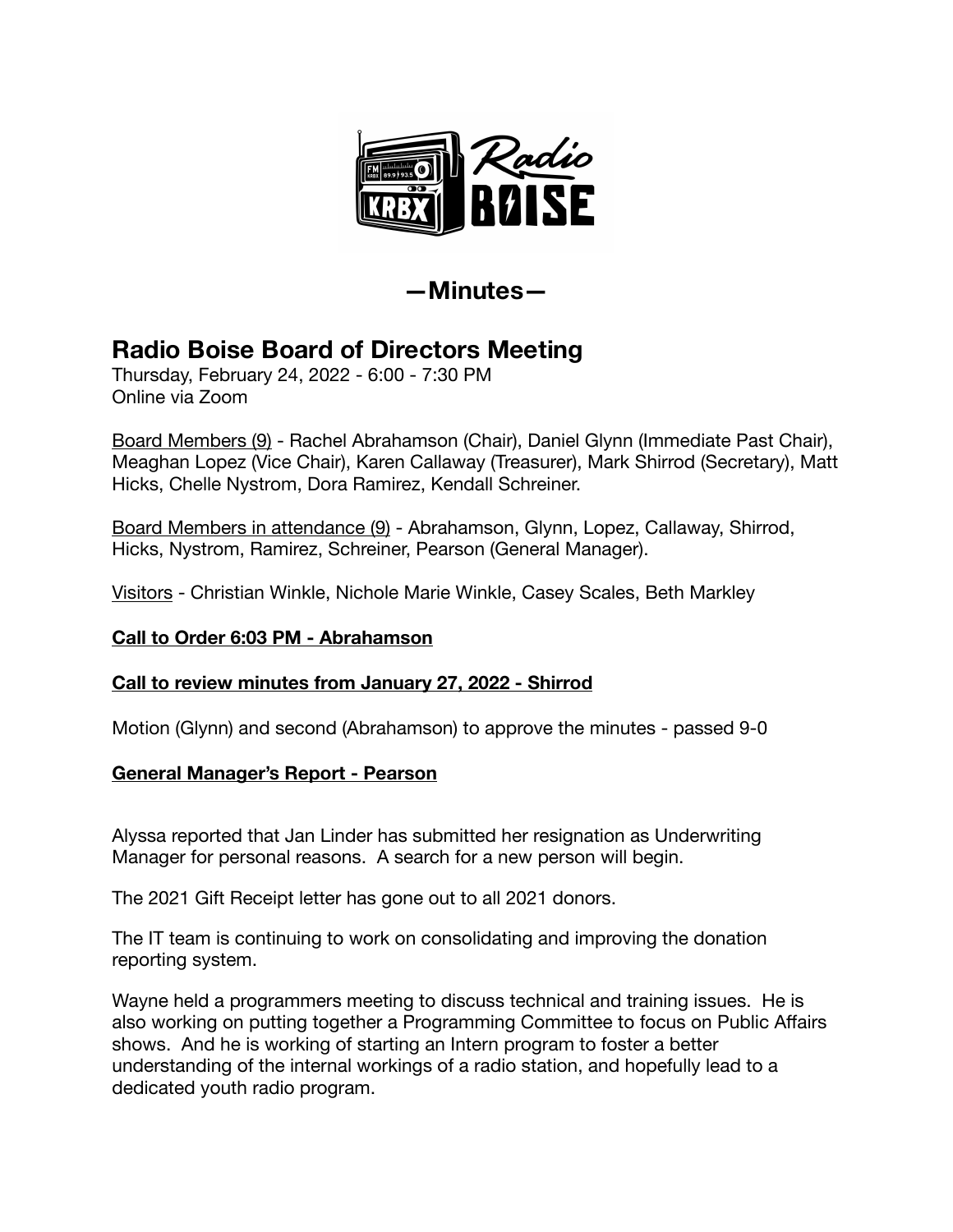# —Minutes—

## Radio Boise Board of Directors Meeting

Thursday, February 24, 2022 - 6:00 - 7:30 PM
Online via Zoom

Board Members (9) - Rachel Abrahamson (Chair), Daniel Glynn (Immediate Past Chair), Meaghan Lopez (Vice Chair), Karen Callaway (Treasurer), Mark Shirrod (Secretary), Matt Hicks, Chelle Nystrom, Dora Ramirez, Kendall Schreiner.

Board Members in attendance (9) - Abrahamson, Glynn, Lopez, Callaway, Shirrod, Hicks, Nystrom, Ramirez, Schreiner, Pearson (General Manager).

Visitors - Christian Winkle, Nichole Marie Winkle, Casey Scales, Beth Markley

**Call to Order 6:03 PM - Abrahamson**

**Call to review minutes from January 27, 2022 - Shirrod**

Motion (Glynn) and second (Abrahamson) to approve the minutes - passed 9-0

**General Manager's Report - Pearson**

Alyssa reported that Jan Linder has submitted her resignation as Underwriting Manager for personal reasons. A search for a new person will begin.

The 2021 Gift Receipt letter has gone out to all 2021 donors.

The IT team is continuing to work on consolidating and improving the donation reporting system.

Wayne held a programmers meeting to discuss technical and training issues. He is also working on putting together a Programming Committee to focus on Public Affairs shows. And he is working of starting an Intern program to foster a better understanding of the internal workings of a radio station, and hopefully lead to a dedicated youth radio program.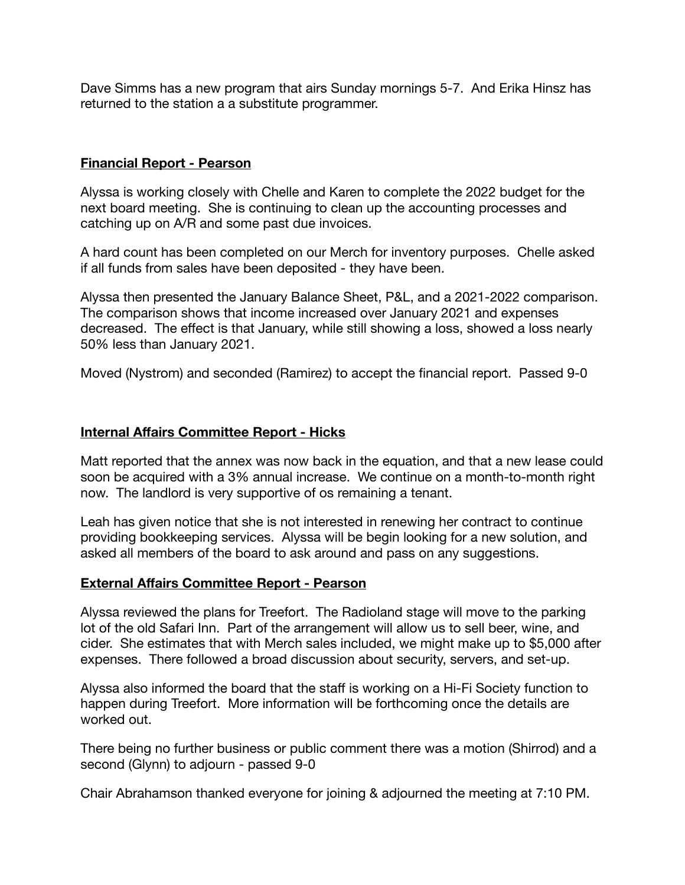Dave Simms has a new program that airs Sunday mornings 5-7. And Erika Hinsz has returned to the station a a substitute programmer.

**Financial Report - Pearson**

Alyssa is working closely with Chelle and Karen to complete the 2022 budget for the next board meeting. She is continuing to clean up the accounting processes and catching up on A/R and some past due invoices.

A hard count has been completed on our Merch for inventory purposes. Chelle asked if all funds from sales have been deposited - they have been.

Alyssa then presented the January Balance Sheet, P&L, and a 2021-2022 comparison. The comparison shows that income increased over January 2021 and expenses decreased. The effect is that January, while still showing a loss, showed a loss nearly 50% less than January 2021.

Moved (Nystrom) and seconded (Ramirez) to accept the financial report. Passed 9-0

**Internal Affairs Committee Report - Hicks**

Matt reported that the annex was now back in the equation, and that a new lease could soon be acquired with a 3% annual increase. We continue on a month-to-month right now. The landlord is very supportive of os remaining a tenant.

Leah has given notice that she is not interested in renewing her contract to continue providing bookkeeping services. Alyssa will be begin looking for a new solution, and asked all members of the board to ask around and pass on any suggestions.

**External Affairs Committee Report - Pearson**

Alyssa reviewed the plans for Treefort. The Radioland stage will move to the parking lot of the old Safari Inn. Part of the arrangement will allow us to sell beer, wine, and cider. She estimates that with Merch sales included, we might make up to $5,000 after expenses. There followed a broad discussion about security, servers, and set-up.

Alyssa also informed the board that the staff is working on a Hi-Fi Society function to happen during Treefort. More information will be forthcoming once the details are worked out.

There being no further business or public comment there was a motion (Shirrod) and a second (Glynn) to adjourn - passed 9-0

Chair Abrahamson thanked everyone for joining & adjourned the meeting at 7:10 PM.